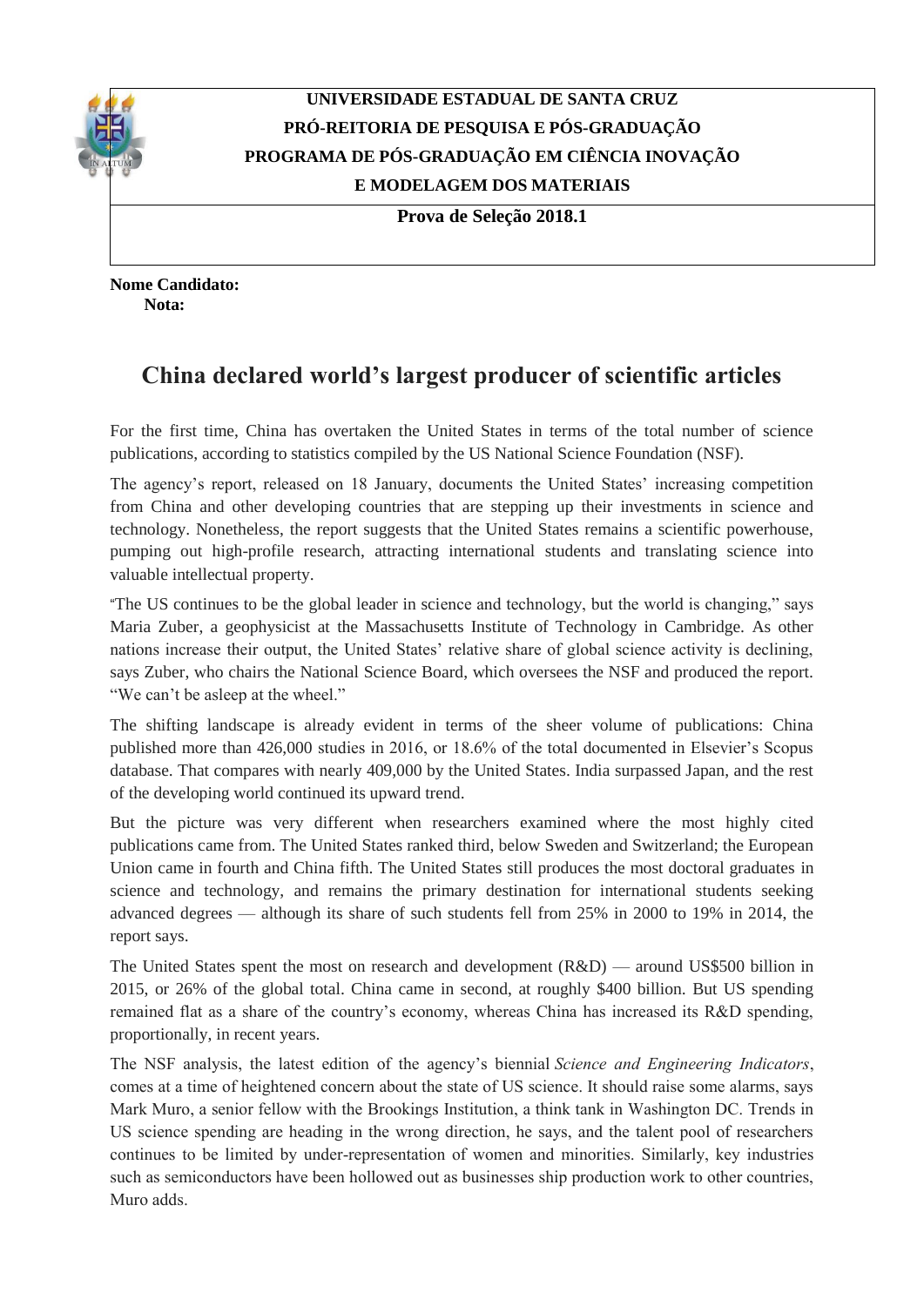**UNIVERSIDADE ESTADUAL DE SANTA CRUZ**
**PRÓ-REITORIA DE PESQUISA E PÓS-GRADUAÇÃO**
**PROGRAMA DE PÓS-GRADUAÇÃO EM CIÊNCIA INOVAÇÃO E MODELAGEM DOS MATERIAIS**

**Prova de Seleção 2018.1**

**Nome Candidato:**
**Nota:**

# China declared world's largest producer of scientific articles

For the first time, China has overtaken the United States in terms of the total number of science publications, according to statistics compiled by the US National Science Foundation (NSF).

The agency's report, released on 18 January, documents the United States' increasing competition from China and other developing countries that are stepping up their investments in science and technology. Nonetheless, the report suggests that the United States remains a scientific powerhouse, pumping out high-profile research, attracting international students and translating science into valuable intellectual property.

"The US continues to be the global leader in science and technology, but the world is changing," says Maria Zuber, a geophysicist at the Massachusetts Institute of Technology in Cambridge. As other nations increase their output, the United States' relative share of global science activity is declining, says Zuber, who chairs the National Science Board, which oversees the NSF and produced the report. "We can't be asleep at the wheel."

The shifting landscape is already evident in terms of the sheer volume of publications: China published more than 426,000 studies in 2016, or 18.6% of the total documented in Elsevier's Scopus database. That compares with nearly 409,000 by the United States. India surpassed Japan, and the rest of the developing world continued its upward trend.

But the picture was very different when researchers examined where the most highly cited publications came from. The United States ranked third, below Sweden and Switzerland; the European Union came in fourth and China fifth. The United States still produces the most doctoral graduates in science and technology, and remains the primary destination for international students seeking advanced degrees — although its share of such students fell from 25% in 2000 to 19% in 2014, the report says.

The United States spent the most on research and development (R&D) — around US$500 billion in 2015, or 26% of the global total. China came in second, at roughly $400 billion. But US spending remained flat as a share of the country's economy, whereas China has increased its R&D spending, proportionally, in recent years.

The NSF analysis, the latest edition of the agency's biennial *Science and Engineering Indicators*, comes at a time of heightened concern about the state of US science. It should raise some alarms, says Mark Muro, a senior fellow with the Brookings Institution, a think tank in Washington DC. Trends in US science spending are heading in the wrong direction, he says, and the talent pool of researchers continues to be limited by under-representation of women and minorities. Similarly, key industries such as semiconductors have been hollowed out as businesses ship production work to other countries, Muro adds.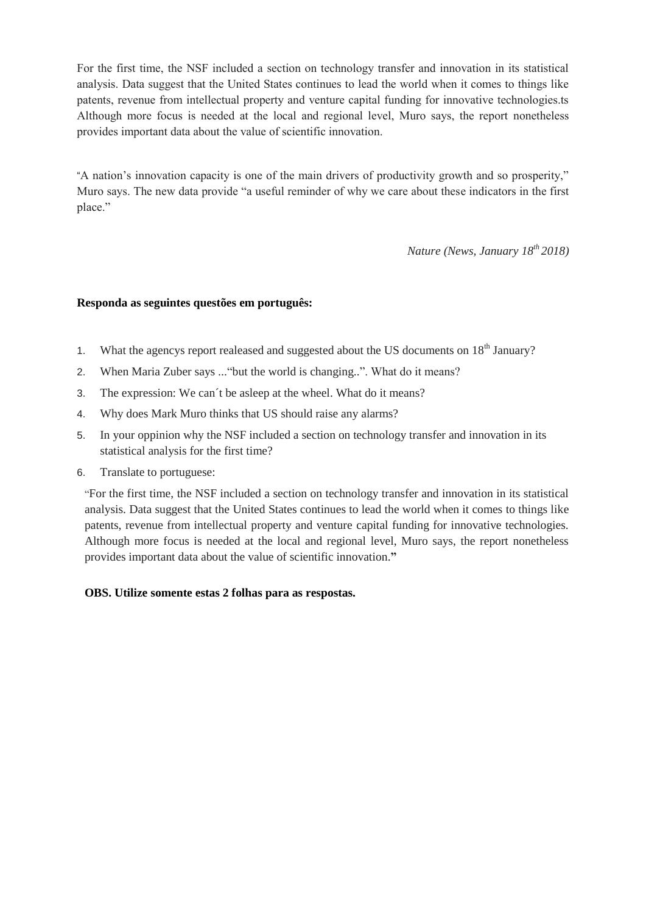For the first time, the NSF included a section on technology transfer and innovation in its statistical analysis. Data suggest that the United States continues to lead the world when it comes to things like patents, revenue from intellectual property and venture capital funding for innovative technologies.ts Although more focus is needed at the local and regional level, Muro says, the report nonetheless provides important data about the value of scientific innovation.

"A nation's innovation capacity is one of the main drivers of productivity growth and so prosperity," Muro says. The new data provide "a useful reminder of why we care about these indicators in the first place."

*Nature (News, January 18th 2018)*

**Responda as seguintes questões em português:**

1. What the agencys report realeased and suggested about the US documents on 18th January?
2. When Maria Zuber says ..."but the world is changing..". What do it means?
3. The expression: We can´t be asleep at the wheel. What do it means?
4. Why does Mark Muro thinks that US should raise any alarms?
5. In your oppinion why the NSF included a section on technology transfer and innovation in its statistical analysis for the first time?
6. Translate to portuguese:

   "For the first time, the NSF included a section on technology transfer and innovation in its statistical analysis. Data suggest that the United States continues to lead the world when it comes to things like patents, revenue from intellectual property and venture capital funding for innovative technologies. Although more focus is needed at the local and regional level, Muro says, the report nonetheless provides important data about the value of scientific innovation."

**OBS. Utilize somente estas 2 folhas para as respostas.**